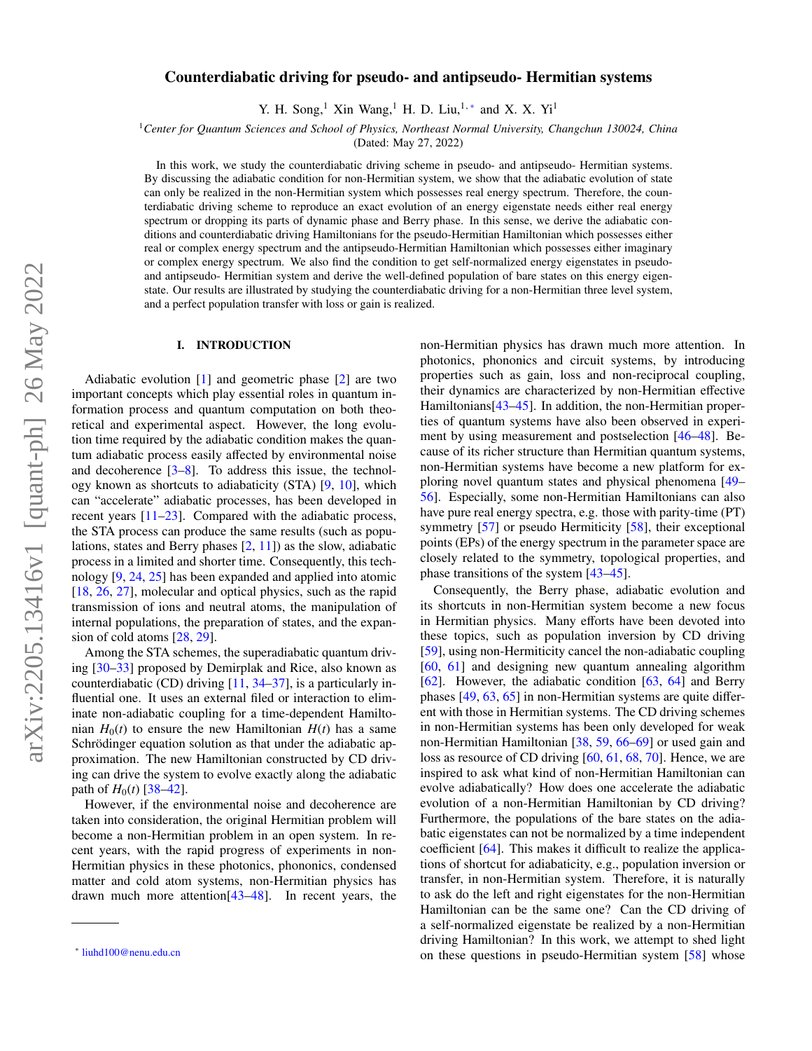# Counterdiabatic driving for pseudo- and antipseudo- Hermitian systems

Y. H. Song,[1] Xin Wang,[1] H. D. Liu,[1,*] and X. X. Yi[1]

[1] *Center for Quantum Sciences and School of Physics, Northeast Normal University, Changchun 130024, China*

(Dated: May 27, 2022)

In this work, we study the counterdiabatic driving scheme in pseudo- and antipseudo- Hermitian systems. By discussing the adiabatic condition for non-Hermitian system, we show that the adiabatic evolution of state can only be realized in the non-Hermitian system which possesses real energy spectrum. Therefore, the counterdiabatic driving scheme to reproduce an exact evolution of an energy eigenstate needs either real energy spectrum or dropping its parts of dynamic phase and Berry phase. In this sense, we derive the adiabatic conditions and counterdiabatic driving Hamiltonians for the pseudo-Hermitian Hamiltonian which possesses either real or complex energy spectrum and the antipseudo-Hermitian Hamiltonian which possesses either imaginary or complex energy spectrum. We also find the condition to get self-normalized energy eigenstates in pseudo- and antipseudo- Hermitian system and derive the well-defined population of bare states on this energy eigenstate. Our results are illustrated by studying the counterdiabatic driving for a non-Hermitian three level system, and a perfect population transfer with loss or gain is realized.

## I. INTRODUCTION

Adiabatic evolution [1] and geometric phase [2] are two important concepts which play essential roles in quantum information process and quantum computation on both theoretical and experimental aspect. However, the long evolution time required by the adiabatic condition makes the quantum adiabatic process easily affected by environmental noise and decoherence [3–8]. To address this issue, the technology known as shortcuts to adiabaticity (STA) [9, 10], which can "accelerate" adiabatic processes, has been developed in recent years [11–23]. Compared with the adiabatic process, the STA process can produce the same results (such as populations, states and Berry phases [2, 11]) as the slow, adiabatic process in a limited and shorter time. Consequently, this technology [9, 24, 25] has been expanded and applied into atomic [18, 26, 27], molecular and optical physics, such as the rapid transmission of ions and neutral atoms, the manipulation of internal populations, the preparation of states, and the expansion of cold atoms [28, 29].

Among the STA schemes, the superadiabatic quantum driving [30–33] proposed by Demirplak and Rice, also known as counterdiabatic (CD) driving [11, 34–37], is a particularly influential one. It uses an external filed or interaction to eliminate non-adiabatic coupling for a time-dependent Hamiltonian $H_0(t)$ to ensure the new Hamiltonian $H(t)$ has a same Schrödinger equation solution as that under the adiabatic approximation. The new Hamiltonian constructed by CD driving can drive the system to evolve exactly along the adiabatic path of $H_0(t)$ [38–42].

However, if the environmental noise and decoherence are taken into consideration, the original Hermitian problem will become a non-Hermitian problem in an open system. In recent years, with the rapid progress of experiments in non-Hermitian physics in these photonics, phononics, condensed matter and cold atom systems, non-Hermitian physics has drawn much more attention[43–48]. In recent years, the non-Hermitian physics has drawn much more attention. In photonics, phononics and circuit systems, by introducing properties such as gain, loss and non-reciprocal coupling, their dynamics are characterized by non-Hermitian effective Hamiltonians[43–45]. In addition, the non-Hermitian properties of quantum systems have also been observed in experiment by using measurement and postselection [46–48]. Because of its richer structure than Hermitian quantum systems, non-Hermitian systems have become a new platform for exploring novel quantum states and physical phenomena [49–56]. Especially, some non-Hermitian Hamiltonians can also have pure real energy spectra, e.g. those with parity-time (PT) symmetry [57] or pseudo Hermiticity [58], their exceptional points (EPs) of the energy spectrum in the parameter space are closely related to the symmetry, topological properties, and phase transitions of the system [43–45].

Consequently, the Berry phase, adiabatic evolution and its shortcuts in non-Hermitian system become a new focus in Hermitian physics. Many efforts have been devoted into these topics, such as population inversion by CD driving [59], using non-Hermiticity cancel the non-adiabatic coupling [60, 61] and designing new quantum annealing algorithm [62]. However, the adiabatic condition [63, 64] and Berry phases [49, 63, 65] in non-Hermitian systems are quite different with those in Hermitian systems. The CD driving schemes in non-Hermitian systems has been only developed for weak non-Hermitian Hamiltonian [38, 59, 66–69] or used gain and loss as resource of CD driving [60, 61, 68, 70]. Hence, we are inspired to ask what kind of non-Hermitian Hamiltonian can evolve adiabatically? How does one accelerate the adiabatic evolution of a non-Hermitian Hamiltonian by CD driving? Furthermore, the populations of the bare states on the adiabatic eigenstates can not be normalized by a time independent coefficient [64]. This makes it difficult to realize the applications of shortcut for adiabaticity, e.g., population inversion or transfer, in non-Hermitian system. Therefore, it is naturally to ask do the left and right eigenstates for the non-Hermitian Hamiltonian can be the same one? Can the CD driving of a self-normalized eigenstate be realized by a non-Hermitian driving Hamiltonian? In this work, we attempt to shed light on these questions in pseudo-Hermitian system [58] whose

---

* liuhd100@nenu.edu.cn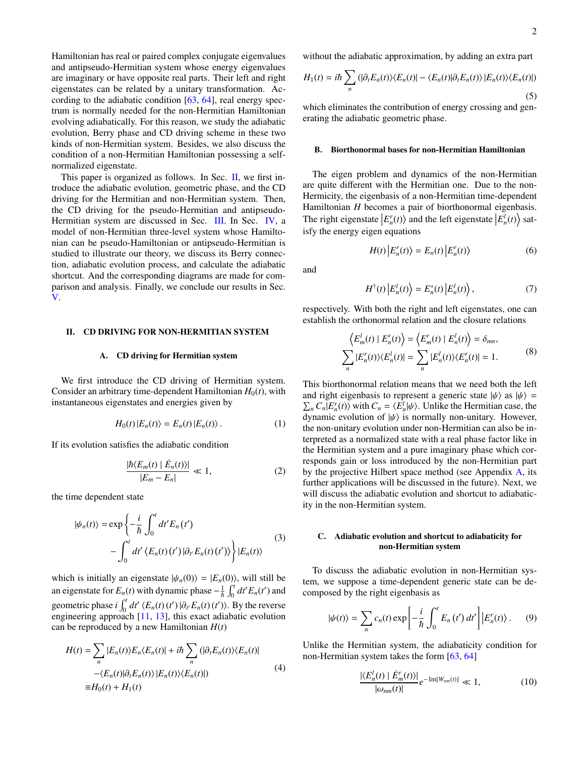Hamiltonian has real or paired complex conjugate eigenvalues and antipseudo-Hermitian system whose energy eigenvalues are imaginary or have opposite real parts. Their left and right eigenstates can be related by a unitary transformation. According to the adiabatic condition [63, 64], real energy spectrum is normally needed for the non-Hermitian Hamiltonian evolving adiabatically. For this reason, we study the adiabatic evolution, Berry phase and CD driving scheme in these two kinds of non-Hermitian system. Besides, we also discuss the condition of a non-Hermitian Hamiltonian possessing a self-normalized eigenstate.

This paper is organized as follows. In Sec. II, we first introduce the adiabatic evolution, geometric phase, and the CD driving for the Hermitian and non-Hermitian system. Then, the CD driving for the pseudo-Hermitian and antipseudo-Hermitian system are discussed in Sec. III. In Sec. IV, a model of non-Hermitian three-level system whose Hamiltonian can be pseudo-Hamiltonian or antipseudo-Hermitian is studied to illustrate our theory, we discuss its Berry connection, adiabatic evolution process, and calculate the adiabatic shortcut. And the corresponding diagrams are made for comparison and analysis. Finally, we conclude our results in Sec. V.

## II. CD DRIVING FOR NON-HERMITIAN SYSTEM

### A. CD driving for Hermitian system

We first introduce the CD driving of Hermitian system. Consider an arbitrary time-dependent Hamiltonian $H_0(t)$, with instantaneous eigenstates and energies given by

$$H_0(t)\,|E_n(t)\rangle = E_n(t)\,|E_n(t)\rangle\,. \tag{1}$$

If its evolution satisfies the adiabatic condition

$$\frac{|\hbar\langle E_m(t)\mid \dot{E}_n(t)\rangle|}{|E_m-E_n|} \ll 1, \tag{2}$$

the time dependent state

$$\begin{aligned}|\psi_n(t)\rangle =& \exp\left\{-\frac{i}{\hbar}\int_0^t dt' E_n\left(t'\right)\right.\\ &\left.-\int_0^t dt' \left\langle E_n(t)\left(t'\right)|\partial_{t'} E_n(t)\left(t'\right)\right\rangle\right\}|E_n(t)\rangle\end{aligned} \tag{3}$$

which is initially an eigenstate $|\psi_n(0)\rangle = |E_n(0)\rangle$, will still be an eigenstate for $E_n(t)$ with dynamic phase $-\frac{1}{\hbar}\int_0^t dt' E_n(t')$ and geometric phase $i\int_0^t dt' \left\langle E_n(t)\left(t'\right)|\partial_{t'} E_n(t)\left(t'\right)\right\rangle$. By the reverse engineering approach [11, 13], this exact adiabatic evolution can be reproduced by a new Hamiltonian $H(t)$

$$\begin{aligned}H(t) =& \sum_n |E_n(t)\rangle E_n\langle E_n(t)| + i\hbar\sum_n \left(|\partial_t E_n(t)\rangle\langle E_n(t)|\right.\\ &\left.-\langle E_n(t)|\partial_t E_n(t)\rangle\,|E_n(t)\rangle\langle E_n(t)|\right)\\ \equiv& H_0(t) + H_1(t)\end{aligned} \tag{4}$$

without the adiabatic approximation, by adding an extra part

$$H_1(t) = i\hbar\sum_n \left(|\partial_t E_n(t)\rangle\langle E_n(t)| - \langle E_n(t)|\partial_t E_n(t)\rangle\,|E_n(t)\rangle\langle E_n(t)|\right) \tag{5}$$

which eliminates the contribution of energy crossing and generating the adiabatic geometric phase.

### B. Biorthonormal bases for non-Hermitian Hamiltonian

The eigen problem and dynamics of the non-Hermitian are quite different with the Hermitian one. Due to the non-Hermicity, the eigenbasis of a non-Hermitian time-dependent Hamiltonian $H$ becomes a pair of biorthonormal eigenbasis. The right eigenstate $\left|E_n^r(t)\right\rangle$ and the left eigenstate $\left|E_n^l(t)\right\rangle$ satisfy the energy eigen equations

$$H(t)\left|E_n^r(t)\right\rangle = E_n(t)\left|E_n^r(t)\right\rangle \tag{6}$$

and

$$H^\dagger(t)\left|E_n^l(t)\right\rangle = E_n^*(t)\left|E_n^l(t)\right\rangle, \tag{7}$$

respectively. With both the right and left eigenstates, one can establish the orthonormal relation and the closure relations

$$\begin{aligned}\left\langle E_m^l(t)\mid E_n^r(t)\right\rangle = \left\langle E_m^r(t)\mid E_n^l(t)\right\rangle = \delta_{mn},\\ \sum_n |E_n^r(t)\rangle\langle E_n^l(t)| = \sum_n |E_n^l(t)\rangle\langle E_n^r(t)| = 1.\end{aligned} \tag{8}$$

This biorthonormal relation means that we need both the left and right eigenbasis to represent a generic state $|\psi\rangle$ as $|\psi\rangle = \sum_n C_n|E_n^r(t)\rangle$ with $C_n = \langle E_n^l|\psi\rangle$. Unlike the Hermitian case, the dynamic evolution of $|\psi\rangle$ is normally non-unitary. However, the non-unitary evolution under non-Hermitian can also be interpreted as a normalized state with a real phase factor like in the Hermitian system and a pure imaginary phase which corresponds gain or loss introduced by the non-Hermitian part by the projective Hilbert space method (see Appendix A, its further applications will be discussed in the future). Next, we will discuss the adiabatic evolution and shortcut to adiabaticity in the non-Hermitian system.

### C. Adiabatic evolution and shortcut to adiabaticity for non-Hermitian system

To discuss the adiabatic evolution in non-Hermitian system, we suppose a time-dependent generic state can be decomposed by the right eigenbasis as

$$|\psi(t)\rangle = \sum_n c_n(t)\exp\left[-\frac{i}{\hbar}\int_0^t E_n\left(t'\right)dt'\right]\left|E_n^r(t)\right\rangle. \tag{9}$$

Unlike the Hermitian system, the adiabaticity condition for non-Hermitian system takes the form [63, 64]

$$\frac{|\langle E_n^l(t)\mid \dot{E}_m^r(t)\rangle|}{|\omega_{nm}(t)|}e^{-\operatorname{Im}[W_{nm}(t)]} \ll 1, \tag{10}$$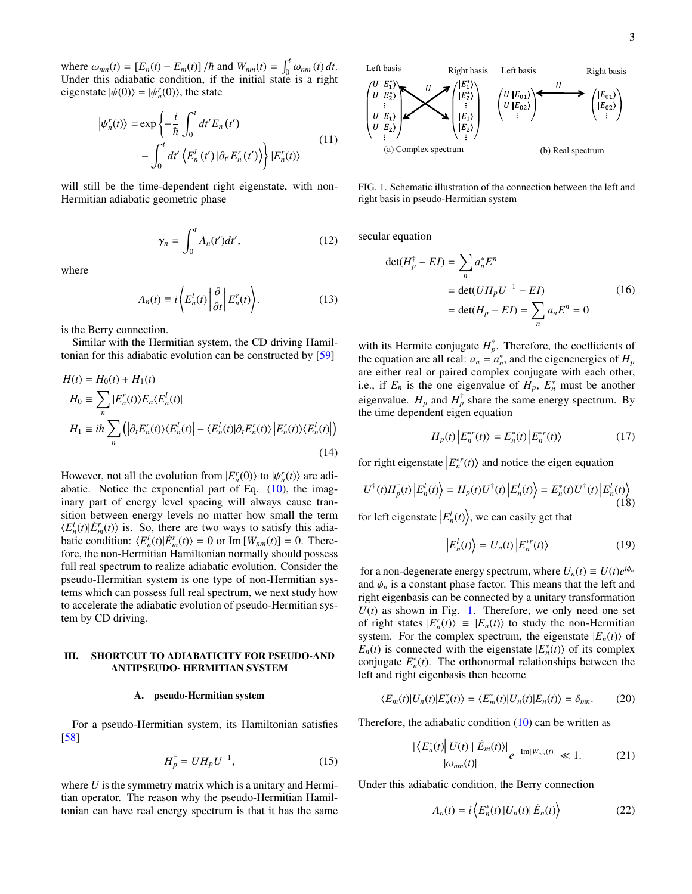where $\omega_{nm}(t) = [E_n(t) - E_m(t)]/\hbar$ and $W_{nm}(t) = \int_0^t \omega_{nm}(t)\,dt$. Under this adiabatic condition, if the initial state is a right eigenstate $|\psi(0)\rangle = |\psi_n^r(0)\rangle$, the state

$$
\left|\psi_n^r(t)\right\rangle = \exp\left\{-\frac{i}{\hbar}\int_0^t dt' E_n(t') - \int_0^t dt' \left\langle E_n^l(t')\,|\partial_{t'} E_n^r(t')\right\rangle\right\} |E_n^r(t)\rangle \tag{11}
$$

will still be the time-dependent right eigenstate, with non-Hermitian adiabatic geometric phase

$$
\gamma_n = \int_0^t A_n(t')dt', \tag{12}
$$

where

$$
A_n(t) \equiv i\left\langle E_n^l(t)\left|\frac{\partial}{\partial t}\right| E_n^r(t)\right\rangle. \tag{13}
$$

is the Berry connection.

Similar with the Hermitian system, the CD driving Hamiltonian for this adiabatic evolution can be constructed by [59]

$$
\begin{aligned}
H(t) &= H_0(t) + H_1(t) \\
H_0 &\equiv \sum_n |E_n^r(t)\rangle E_n \langle E_n^l(t)| \\
H_1 &\equiv i\hbar \sum_n \left(|\partial_t E_n^r(t)\rangle\langle E_n^l(t)| - \langle E_n^l(t)|\partial_t E_n^r(t)\rangle\,|E_n^r(t)\rangle\langle E_n^l(t)|\right)
\end{aligned} \tag{14}
$$

However, not all the evolution from $|E_n^r(0)\rangle$ to $|\psi_n^r(t)\rangle$ are adiabatic. Notice the exponential part of Eq. (10), the imaginary part of energy level spacing will always cause transition between energy levels no matter how small the term $\langle E_n^l(t)|\dot{E}_m^r(t)\rangle$ is. So, there are two ways to satisfy this adiabatic condition: $\langle E_n^l(t)|\dot{E}_m^r(t)\rangle = 0$ or $\mathrm{Im}\,[W_{nm}(t)] = 0$. Therefore, the non-Hermitian Hamiltonian normally should possess full real spectrum to realize adiabatic evolution. Consider the pseudo-Hermitian system is one type of non-Hermitian systems which can possess full real spectrum, we next study how to accelerate the adiabatic evolution of pseudo-Hermitian system by CD driving.

## III. SHORTCUT TO ADIABATICITY FOR PSEUDO-AND ANTIPSEUDO- HERMITIAN SYSTEM

### A. pseudo-Hermitian system

For a pseudo-Hermitian system, its Hamiltonian satisfies [58]

$$
H_p^\dagger = U H_p U^{-1}, \tag{15}
$$

where $U$ is the symmetry matrix which is a unitary and Hermitian operator. The reason why the pseudo-Hermitian Hamiltonian can have real energy spectrum is that it has the same

FIG. 1. Schematic illustration of the connection between the left and right basis in pseudo-Hermitian system

secular equation

$$
\begin{aligned}
\det(H_p^\dagger - EI) &= \sum_n a_n^* E^n \\
&= \det(U H_p U^{-1} - EI) \\
&= \det(H_p - EI) = \sum_n a_n E^n = 0
\end{aligned} \tag{16}
$$

with its Hermite conjugate $H_p^\dagger$. Therefore, the coefficients of the equation are all real: $a_n = a_n^*$, and the eigenenergies of $H_p$ are either real or paired complex conjugate with each other, i.e., if $E_n$ is the one eigenvalue of $H_p$, $E_n^*$ must be another eigenvalue. $H_p$ and $H_p^\dagger$ share the same energy spectrum. By the time dependent eigen equation

$$
H_p(t)\left|E_n^{*r}(t)\right\rangle = E_n^*(t)\left|E_n^{*r}(t)\right\rangle \tag{17}
$$

for right eigenstate $\left|E_n^{*r}(t)\right\rangle$ and notice the eigen equation

$$
U^\dagger(t) H_p^\dagger(t)\left|E_n^l(t)\right\rangle = H_p(t) U^\dagger(t)\left|E_n^l(t)\right\rangle = E_n^*(t) U^\dagger(t)\left|E_n^l(t)\right\rangle \tag{18}
$$

for left eigenstate $\left|E_n^l(t)\right\rangle$, we can easily get that

$$
\left|E_n^l(t)\right\rangle = U_n(t)\left|E_n^{*r}(t)\right\rangle \tag{19}
$$

for a non-degenerate energy spectrum, where $U_n(t) \equiv U(t)e^{i\phi_n}$ and $\phi_n$ is a constant phase factor. This means that the left and right eigenbasis can be connected by a unitary transformation $U(t)$ as shown in Fig. 1. Therefore, we only need one set of right states $|E_n^r(t)\rangle \equiv |E_n(t)\rangle$ to study the non-Hermitian system. For the complex spectrum, the eigenstate $|E_n(t)\rangle$ of $E_n(t)$ is connected with the eigenstate $|E_n^*(t)\rangle$ of its complex conjugate $E_n^*(t)$. The orthonormal relationships between the left and right eigenbasis then become

$$
\langle E_m(t)|U_n(t)|E_n^*(t)\rangle = \langle E_m^*(t)|U_n(t)|E_n(t)\rangle = \delta_{mn}. \tag{20}
$$

Therefore, the adiabatic condition (10) can be written as

$$
\frac{|\langle E_n^*(t)|\,U(t)\,|\,\dot{E}_m(t)\rangle|}{|\omega_{nm}(t)|} e^{-\mathrm{Im}[W_{nm}(t)]} \ll 1. \tag{21}
$$

Under this adiabatic condition, the Berry connection

$$
A_n(t) = i\left\langle E_n^*(t)\,|U_n(t)|\,\dot{E}_n(t)\right\rangle \tag{22}
$$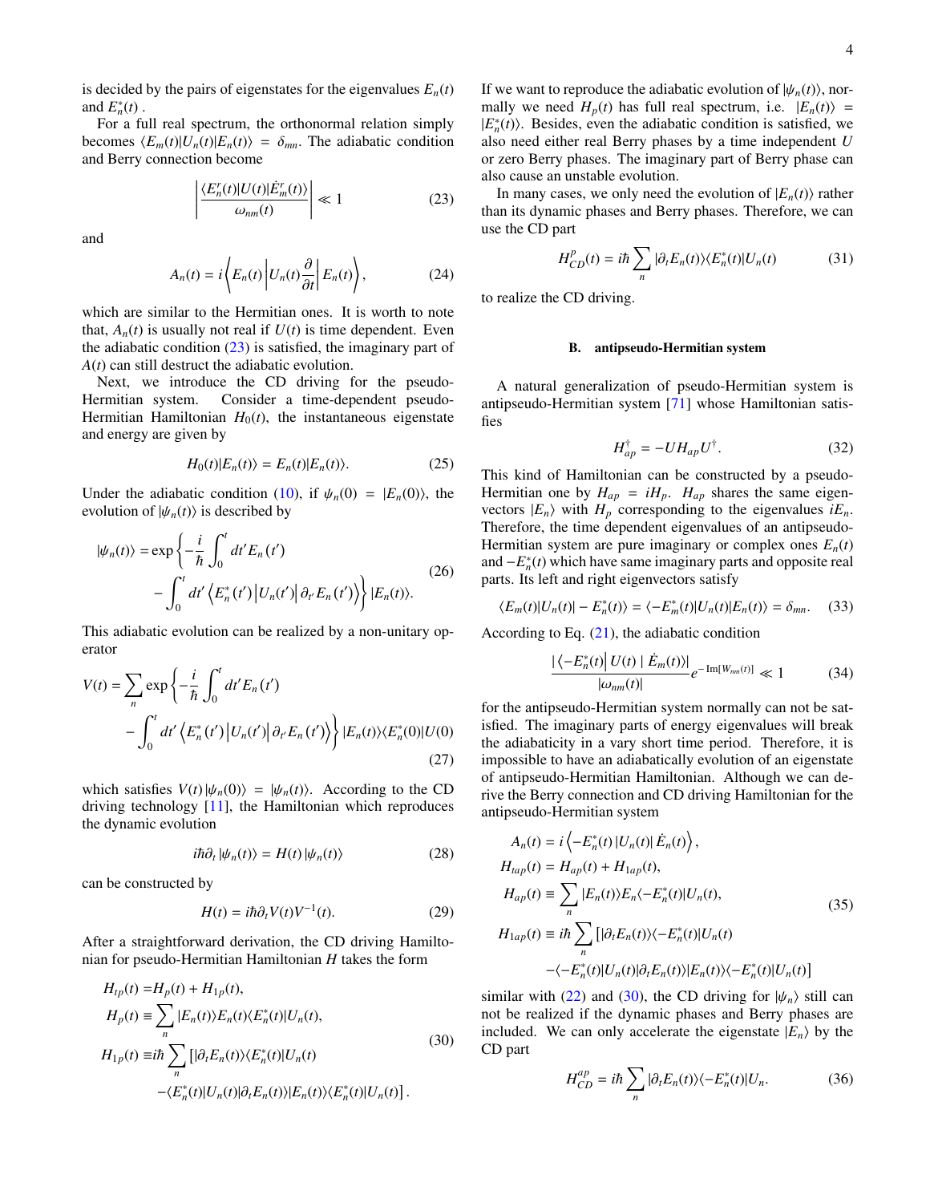is decided by the pairs of eigenstates for the eigenvalues $E_n(t)$ and $E_n^*(t)$ .

For a full real spectrum, the orthonormal relation simply becomes $\langle E_m(t)|U_n(t)|E_n(t)\rangle = \delta_{mn}$. The adiabatic condition and Berry connection become

$$\left|\frac{\langle E_n^r(t)|U(t)|\dot{E}_m^r(t)\rangle}{\omega_{nm}(t)}\right| \ll 1 \tag{23}$$

and

$$A_n(t) = i\left\langle E_n(t)\left|U_n(t)\frac{\partial}{\partial t}\right|E_n(t)\right\rangle, \tag{24}$$

which are similar to the Hermitian ones. It is worth to note that, $A_n(t)$ is usually not real if $U(t)$ is time dependent. Even the adiabatic condition (23) is satisfied, the imaginary part of $A(t)$ can still destruct the adiabatic evolution.

Next, we introduce the CD driving for the pseudo-Hermitian system. Consider a time-dependent pseudo-Hermitian Hamiltonian $H_0(t)$, the instantaneous eigenstate and energy are given by

$$H_0(t)|E_n(t)\rangle = E_n(t)|E_n(t)\rangle. \tag{25}$$

Under the adiabatic condition (10), if $\psi_n(0) = |E_n(0)\rangle$, the evolution of $|\psi_n(t)\rangle$ is described by

$$\begin{aligned}|\psi_n(t)\rangle = &\exp\left\{-\frac{i}{\hbar}\int_0^t dt' E_n(t')\right.\\ &\left.-\int_0^t dt'\left\langle E_n^*(t')\left|U_n(t')\right|\partial_{t'}E_n(t')\right\rangle\right\}|E_n(t)\rangle.\end{aligned} \tag{26}$$

This adiabatic evolution can be realized by a non-unitary operator

$$\begin{aligned}V(t) = \sum_n &\exp\left\{-\frac{i}{\hbar}\int_0^t dt' E_n(t')\right.\\ &\left.-\int_0^t dt'\left\langle E_n^*(t')\left|U_n(t')\right|\partial_{t'}E_n(t')\right\rangle\right\}|E_n(t)\rangle\langle E_n^*(0)|U(0)\end{aligned} \tag{27}$$

which satisfies $V(t)|\psi_n(0)\rangle = |\psi_n(t)\rangle$. According to the CD driving technology [11], the Hamiltonian which reproduces the dynamic evolution

$$i\hbar\partial_t|\psi_n(t)\rangle = H(t)|\psi_n(t)\rangle \tag{28}$$

can be constructed by

$$H(t) = i\hbar\partial_t V(t)V^{-1}(t). \tag{29}$$

After a straightforward derivation, the CD driving Hamiltonian for pseudo-Hermitian Hamiltonian $H$ takes the form

$$\begin{aligned}H_{tp}(t) =& H_p(t) + H_{1p}(t),\\ H_p(t) \equiv& \sum_n |E_n(t)\rangle E_n(t)\langle E_n^*(t)|U_n(t),\\ H_{1p}(t) \equiv& i\hbar\sum_n [|\partial_t E_n(t)\rangle\langle E_n^*(t)|U_n(t)\\ &-\langle E_n^*(t)|U_n(t)|\partial_t E_n(t)\rangle|E_n(t)\rangle\langle E_n^*(t)|U_n(t)].\end{aligned} \tag{30}$$

If we want to reproduce the adiabatic evolution of $|\psi_n(t)\rangle$, normally we need $H_p(t)$ has full real spectrum, i.e. $|E_n(t)\rangle = |E_n^*(t)\rangle$. Besides, even the adiabatic condition is satisfied, we also need either real Berry phases by a time independent $U$ or zero Berry phases. The imaginary part of Berry phase can also cause an unstable evolution.

In many cases, we only need the evolution of $|E_n(t)\rangle$ rather than its dynamic phases and Berry phases. Therefore, we can use the CD part

$$H_{CD}^p(t) = i\hbar\sum_n |\partial_t E_n(t)\rangle\langle E_n^*(t)|U_n(t) \tag{31}$$

to realize the CD driving.

### B. antipseudo-Hermitian system

A natural generalization of pseudo-Hermitian system is antipseudo-Hermitian system [71] whose Hamiltonian satisfies

$$H_{ap}^\dagger = -UH_{ap}U^\dagger. \tag{32}$$

This kind of Hamiltonian can be constructed by a pseudo-Hermitian one by $H_{ap} = iH_p$. $H_{ap}$ shares the same eigenvectors $|E_n\rangle$ with $H_p$ corresponding to the eigenvalues $iE_n$. Therefore, the time dependent eigenvalues of an antipseudo-Hermitian system are pure imaginary or complex ones $E_n(t)$ and $-E_n^*(t)$ which have same imaginary parts and opposite real parts. Its left and right eigenvectors satisfy

$$\langle E_m(t)|U_n(t)| - E_n^*(t)\rangle = \langle -E_m^*(t)|U_n(t)|E_n(t)\rangle = \delta_{mn}. \tag{33}$$

According to Eq. (21), the adiabatic condition

$$\frac{|\langle -E_n^*(t)|\, U(t)\,|\, \dot{E}_m(t)\rangle|}{|\omega_{nm}(t)|}e^{-\mathrm{Im}[W_{nm}(t)]} \ll 1 \tag{34}$$

for the antipseudo-Hermitian system normally can not be satisfied. The imaginary parts of energy eigenvalues will break the adiabaticity in a vary short time period. Therefore, it is impossible to have an adiabatically evolution of an eigenstate of antipseudo-Hermitian Hamiltonian. Although we can derive the Berry connection and CD driving Hamiltonian for the antipseudo-Hermitian system

$$\begin{aligned}A_n(t) =& i\left\langle -E_n^*(t)\,|U_n(t)|\,\dot{E}_n(t)\right\rangle,\\ H_{tap}(t) =& H_{ap}(t) + H_{1ap}(t),\\ H_{ap}(t) \equiv& \sum_n |E_n(t)\rangle E_n\langle -E_n^*(t)|U_n(t),\\ H_{1ap}(t) \equiv& i\hbar\sum_n [|\partial_t E_n(t)\rangle\langle -E_n^*(t)|U_n(t)\\ &-\langle -E_n^*(t)|U_n(t)|\partial_t E_n(t)\rangle|E_n(t)\rangle\langle -E_n^*(t)|U_n(t)]\end{aligned} \tag{35}$$

similar with (22) and (30), the CD driving for $|\psi_n\rangle$ still can not be realized if the dynamic phases and Berry phases are included. We can only accelerate the eigenstate $|E_n\rangle$ by the CD part

$$H_{CD}^{ap} = i\hbar\sum_n |\partial_t E_n(t)\rangle\langle -E_n^*(t)|U_n. \tag{36}$$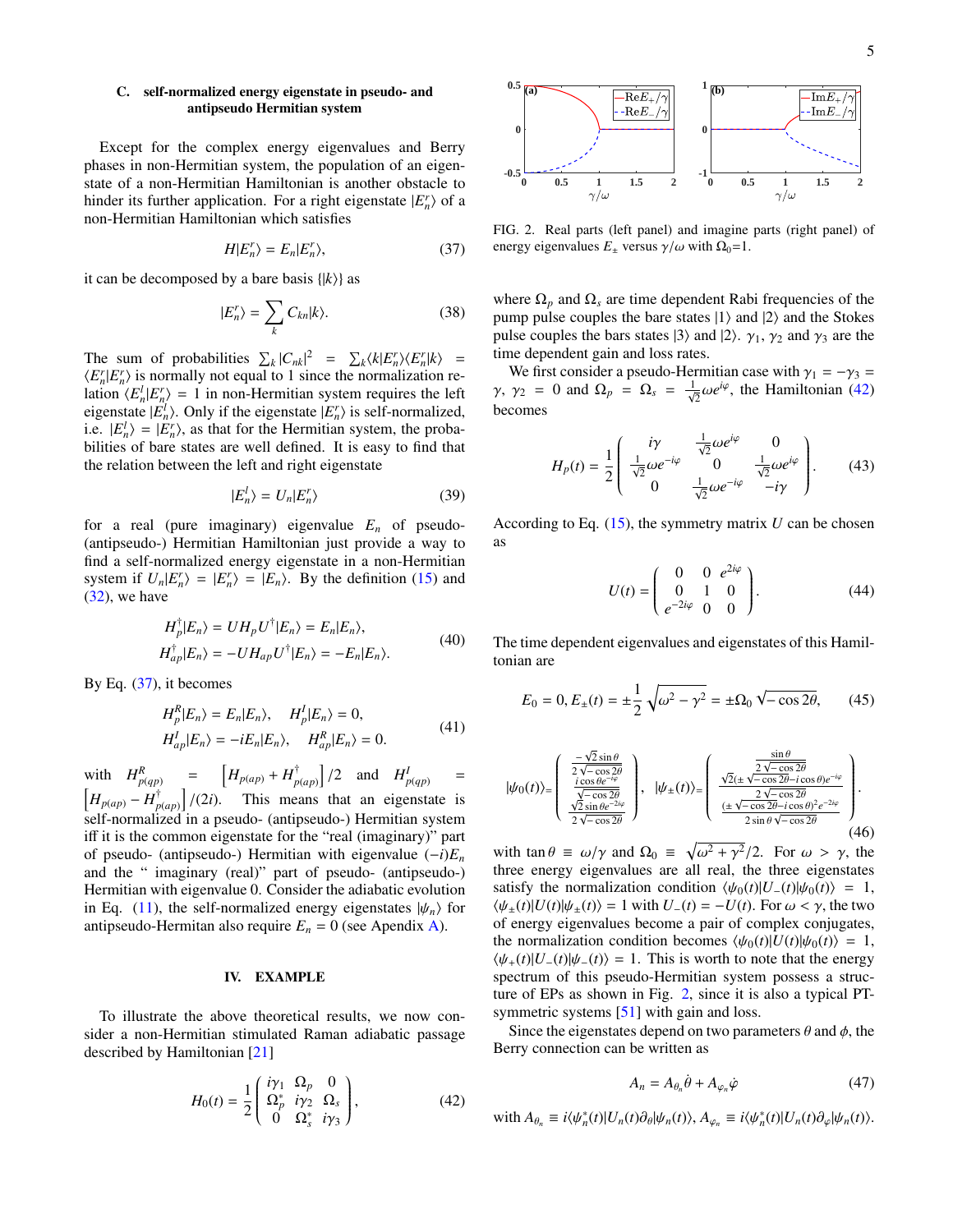### C. self-normalized energy eigenstate in pseudo- and antipseudo Hermitian system

Except for the complex energy eigenvalues and Berry phases in non-Hermitian system, the population of an eigenstate of a non-Hermitian Hamiltonian is another obstacle to hinder its further application. For a right eigenstate $|E_n^r\rangle$ of a non-Hermitian Hamiltonian which satisfies

$$H|E_n^r\rangle = E_n|E_n^r\rangle, \tag{37}$$

it can be decomposed by a bare basis $\{|k\rangle\}$ as

$$|E_n^r\rangle = \sum_k C_{kn}|k\rangle. \tag{38}$$

The sum of probabilities $\sum_k |C_{nk}|^2 = \sum_k \langle k|E_n^r\rangle\langle E_n^r|k\rangle = \langle E_n^r|E_n^r\rangle$ is normally not equal to 1 since the normalization relation $\langle E_n^l|E_n^r\rangle = 1$ in non-Hermitian system requires the left eigenstate $|E_n^l\rangle$. Only if the eigenstate $|E_n^r\rangle$ is self-normalized, i.e. $|E_n^l\rangle = |E_n^r\rangle$, as that for the Hermitian system, the probabilities of bare states are well defined. It is easy to find that the relation between the left and right eigenstate

$$|E_n^l\rangle = U_n|E_n^r\rangle \tag{39}$$

for a real (pure imaginary) eigenvalue $E_n$ of pseudo- (antipseudo-) Hermitian Hamiltonian just provide a way to find a self-normalized energy eigenstate in a non-Hermitian system if $U_n|E_n^r\rangle = |E_n^r\rangle = |E_n\rangle$. By the definition (15) and (32), we have

$$\begin{aligned} H_p^\dagger|E_n\rangle &= UH_pU^\dagger|E_n\rangle = E_n|E_n\rangle, \\ H_{ap}^\dagger|E_n\rangle &= -UH_{ap}U^\dagger|E_n\rangle = -E_n|E_n\rangle. \end{aligned} \tag{40}$$

By Eq. (37), it becomes

$$\begin{aligned} H_p^R|E_n\rangle &= E_n|E_n\rangle, \quad H_p^I|E_n\rangle = 0, \\ H_{ap}^I|E_n\rangle &= -iE_n|E_n\rangle, \quad H_{ap}^R|E_n\rangle = 0. \end{aligned} \tag{41}$$

with $H_{p(qp)}^R = \left[H_{p(ap)} + H_{p(ap)}^\dagger\right]/2$ and $H_{p(qp)}^I = \left[H_{p(ap)} - H_{p(ap)}^\dagger\right]/(2i)$. This means that an eigenstate is self-normalized in a pseudo- (antipseudo-) Hermitian system iff it is the common eigenstate for the "real (imaginary)" part of pseudo- (antipseudo-) Hermitian with eigenvalue $(-i)E_n$ and the " imaginary (real)" part of pseudo- (antipseudo-) Hermitian with eigenvalue 0. Consider the adiabatic evolution in Eq. (11), the self-normalized energy eigenstates $|\psi_n\rangle$ for antipseudo-Hermitan also require $E_n = 0$ (see Apendix A).

## IV. EXAMPLE

To illustrate the above theoretical results, we now consider a non-Hermitian stimulated Raman adiabatic passage described by Hamiltonian [21]

$$H_0(t) = \frac{1}{2}\begin{pmatrix} i\gamma_1 & \Omega_p & 0 \\ \Omega_p^* & i\gamma_2 & \Omega_s \\ 0 & \Omega_s^* & i\gamma_3 \end{pmatrix}, \tag{42}$$

FIG. 2. Real parts (left panel) and imagine parts (right panel) of energy eigenvalues $E_\pm$ versus $\gamma/\omega$ with $\Omega_0$=1.

where $\Omega_p$ and $\Omega_s$ are time dependent Rabi frequencies of the pump pulse couples the bare states $|1\rangle$ and $|2\rangle$ and the Stokes pulse couples the bars states $|3\rangle$ and $|2\rangle$. $\gamma_1$, $\gamma_2$ and $\gamma_3$ are the time dependent gain and loss rates.

We first consider a pseudo-Hermitian case with $\gamma_1 = -\gamma_3 = \gamma$, $\gamma_2 = 0$ and $\Omega_p = \Omega_s = \frac{1}{\sqrt{2}}\omega e^{i\varphi}$, the Hamiltonian (42) becomes

$$H_p(t) = \frac{1}{2}\begin{pmatrix} i\gamma & \frac{1}{\sqrt{2}}\omega e^{i\varphi} & 0 \\ \frac{1}{\sqrt{2}}\omega e^{-i\varphi} & 0 & \frac{1}{\sqrt{2}}\omega e^{i\varphi} \\ 0 & \frac{1}{\sqrt{2}}\omega e^{-i\varphi} & -i\gamma \end{pmatrix}. \tag{43}$$

According to Eq. (15), the symmetry matrix $U$ can be chosen as

$$U(t) = \begin{pmatrix} 0 & 0 & e^{2i\varphi} \\ 0 & 1 & 0 \\ e^{-2i\varphi} & 0 & 0 \end{pmatrix}. \tag{44}$$

The time dependent eigenvalues and eigenstates of this Hamiltonian are

$$E_0 = 0, E_\pm(t) = \pm\frac{1}{2}\sqrt{\omega^2 - \gamma^2} = \pm\Omega_0\sqrt{-\cos 2\theta}, \tag{45}$$

$$|\psi_0(t)\rangle = \begin{pmatrix} \frac{-\sqrt{2}\sin\theta}{2\sqrt{-\cos 2\theta}} \\ \frac{i\cos\theta e^{-i\varphi}}{\sqrt{-\cos 2\theta}} \\ \frac{\sqrt{2}\sin\theta e^{-2i\varphi}}{2\sqrt{-\cos 2\theta}} \end{pmatrix}, \quad |\psi_\pm(t)\rangle = \begin{pmatrix} \frac{\sin\theta}{2\sqrt{-\cos 2\theta}} \\ \frac{\sqrt{2}(\pm\sqrt{-\cos 2\theta} - i\cos\theta)e^{-i\varphi}}{2\sqrt{-\cos 2\theta}} \\ \frac{(\pm\sqrt{-\cos 2\theta} - i\cos\theta)^2 e^{-2i\varphi}}{2\sin\theta\sqrt{-\cos 2\theta}} \end{pmatrix}. \tag{46}$$

with $\tan\theta \equiv \omega/\gamma$ and $\Omega_0 \equiv \sqrt{\omega^2 + \gamma^2}/2$. For $\omega > \gamma$, the three energy eigenvalues are all real, the three eigenstates satisfy the normalization condition $\langle\psi_0(t)|U_-(t)|\psi_0(t)\rangle = 1$, $\langle\psi_\pm(t)|U(t)|\psi_\pm(t)\rangle = 1$ with $U_-(t) = -U(t)$. For $\omega < \gamma$, the two of energy eigenvalues become a pair of complex conjugates, the normalization condition becomes $\langle\psi_0(t)|U(t)|\psi_0(t)\rangle = 1$, $\langle\psi_+(t)|U_-(t)|\psi_-(t)\rangle = 1$. This is worth to note that the energy spectrum of this pseudo-Hermitian system possess a structure of EPs as shown in Fig. 2, since it is also a typical PT-symmetric systems [51] with gain and loss.

Since the eigenstates depend on two parameters $\theta$ and $\phi$, the Berry connection can be written as

$$A_n = A_{\theta_n}\dot{\theta} + A_{\varphi_n}\dot{\varphi} \tag{47}$$

with $A_{\theta_n} \equiv i\langle\psi_n^*(t)|U_n(t)\partial_\theta|\psi_n(t)\rangle$, $A_{\varphi_n} \equiv i\langle\psi_n^*(t)|U_n(t)\partial_\varphi|\psi_n(t)\rangle$.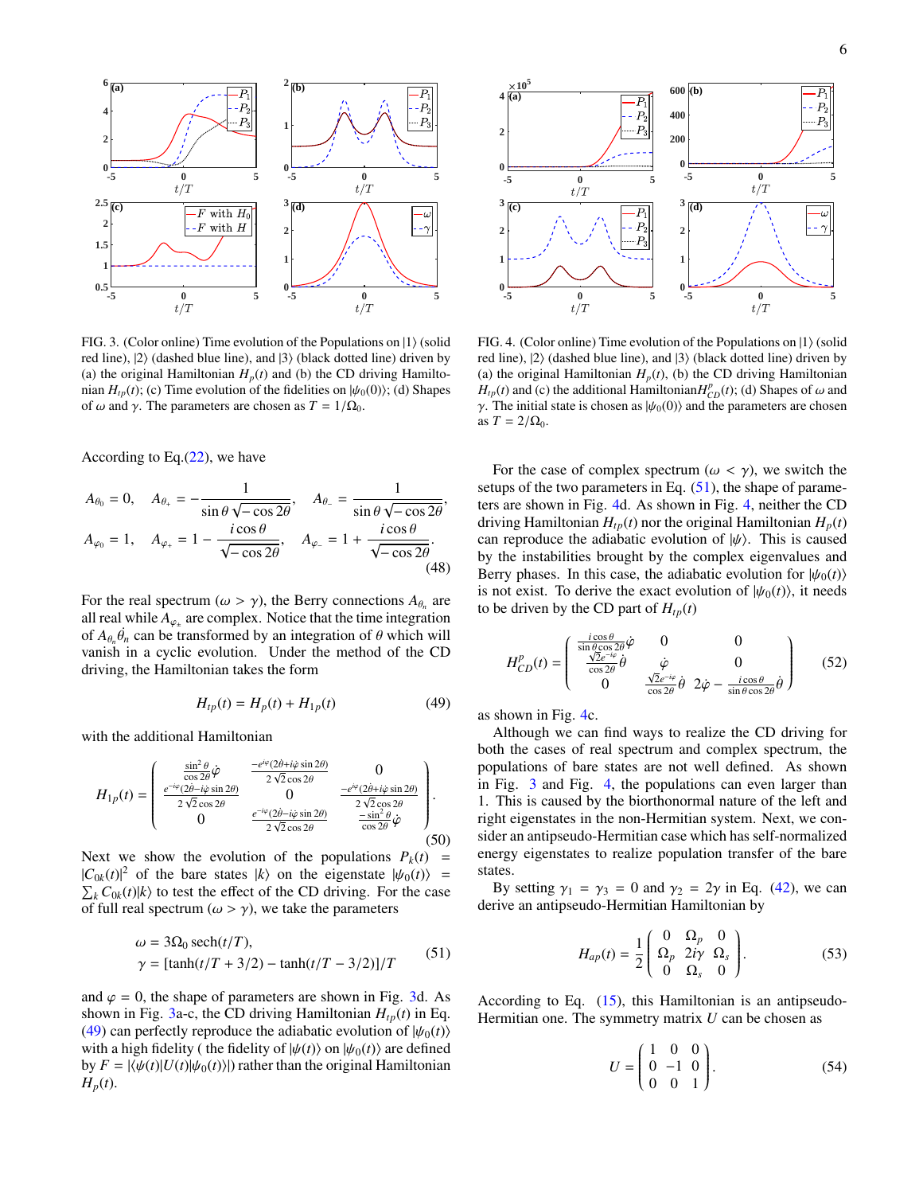FIG. 3. (Color online) Time evolution of the Populations on $|1\rangle$ (solid red line), $|2\rangle$ (dashed blue line), and $|3\rangle$ (black dotted line) driven by (a) the original Hamiltonian $H_p(t)$ and (b) the CD driving Hamiltonian $H_{tp}(t)$; (c) Time evolution of the fidelities on $|\psi_0(0)\rangle$; (d) Shapes of $\omega$ and $\gamma$. The parameters are chosen as $T = 1/\Omega_0$.

FIG. 4. (Color online) Time evolution of the Populations on $|1\rangle$ (solid red line), $|2\rangle$ (dashed blue line), and $|3\rangle$ (black dotted line) driven by (a) the original Hamiltonian $H_p(t)$, (b) the CD driving Hamiltonian $H_{tp}(t)$ and (c) the additional Hamiltonian$H^p_{CD}(t)$; (d) Shapes of $\omega$ and $\gamma$. The initial state is chosen as $|\psi_0(0)\rangle$ and the parameters are chosen as $T = 2/\Omega_0$.

According to Eq.(22), we have

$$
\begin{aligned}
&A_{\theta_0} = 0, \quad A_{\theta_+} = -\frac{1}{\sin\theta\sqrt{-\cos 2\theta}}, \quad A_{\theta_-} = \frac{1}{\sin\theta\sqrt{-\cos 2\theta}},\\
&A_{\varphi_0} = 1, \quad A_{\varphi_+} = 1 - \frac{i\cos\theta}{\sqrt{-\cos 2\theta}}, \quad A_{\varphi_-} = 1 + \frac{i\cos\theta}{\sqrt{-\cos 2\theta}}.
\end{aligned} \tag{48}
$$

For the real spectrum ($\omega > \gamma$), the Berry connections $A_{\theta_n}$ are all real while $A_{\varphi_\pm}$ are complex. Notice that the time integration of $A_{\theta_n}\dot{\theta}_n$ can be transformed by an integration of $\theta$ which will vanish in a cyclic evolution. Under the method of the CD driving, the Hamiltonian takes the form

$$
H_{tp}(t) = H_p(t) + H_{1p}(t) \tag{49}
$$

with the additional Hamiltonian

$$
H_{1p} = \begin{pmatrix} \frac{\sin^2\theta}{\cos 2\theta}\dot{\varphi} & \frac{-e^{i\varphi}(2\dot{\theta}+i\dot{\varphi}\sin 2\theta)}{2\sqrt{2}\cos 2\theta} & 0 \\ \frac{e^{-i\varphi}(2\dot{\theta}-i\dot{\varphi}\sin 2\theta)}{2\sqrt{2}\cos 2\theta} & 0 & \frac{-e^{i\varphi}(2\dot{\theta}+i\dot{\varphi}\sin 2\theta)}{2\sqrt{2}\cos 2\theta} \\ 0 & \frac{e^{-i\varphi}(2\dot{\theta}-i\dot{\varphi}\sin 2\theta)}{2\sqrt{2}\cos 2\theta} & \frac{-\sin^2\theta}{\cos 2\theta}\dot{\varphi} \end{pmatrix}. \tag{50}
$$

Next we show the evolution of the populations $P_k(t) = |C_{0k}(t)|^2$ of the bare states $|k\rangle$ on the eigenstate $|\psi_0(t)\rangle = \sum_k C_{0k}(t)|k\rangle$ to test the effect of the CD driving. For the case of full real spectrum ($\omega > \gamma$), we take the parameters

$$
\begin{aligned}
\omega &= 3\Omega_0 \operatorname{sech}(t/T),\\
\gamma &= [\tanh(t/T + 3/2) - \tanh(t/T - 3/2)]/T
\end{aligned} \tag{51}
$$

and $\varphi = 0$, the shape of parameters are shown in Fig. 3d. As shown in Fig. 3a-c, the CD driving Hamiltonian $H_{tp}(t)$ in Eq. (49) can perfectly reproduce the adiabatic evolution of $|\psi_0(t)\rangle$ with a high fidelity ( the fidelity of $|\psi(t)\rangle$ on $|\psi_0(t)\rangle$ are defined by $F = |\langle\psi(t)|U(t)|\psi_0(t)\rangle|$) rather than the original Hamiltonian $H_p(t)$.

For the case of complex spectrum ($\omega < \gamma$), we switch the setups of the two parameters in Eq. (51), the shape of parameters are shown in Fig. 4d. As shown in Fig. 4, neither the CD driving Hamiltonian $H_{tp}(t)$ nor the original Hamiltonian $H_p(t)$ can reproduce the adiabatic evolution of $|\psi\rangle$. This is caused by the instabilities brought by the complex eigenvalues and Berry phases. In this case, the adiabatic evolution for $|\psi_0(t)\rangle$ is not exist. To derive the exact evolution of $|\psi_0(t)\rangle$, it needs to be driven by the CD part of $H_{tp}(t)$

$$
H^p_{CD}(t) = \begin{pmatrix} \frac{i\cos\theta}{\sin\theta\cos 2\theta}\dot{\varphi} & 0 & 0 \\ \frac{\sqrt{2}e^{-i\varphi}}{\cos 2\theta}\dot{\theta} & \dot{\varphi} & 0 \\ 0 & \frac{\sqrt{2}e^{-i\varphi}}{\cos 2\theta}\dot{\theta} & 2\dot{\varphi} - \frac{i\cos\theta}{\sin\theta\cos 2\theta}\dot{\theta} \end{pmatrix} \tag{52}
$$

as shown in Fig. 4c.

Although we can find ways to realize the CD driving for both the cases of real spectrum and complex spectrum, the populations of bare states are not well defined. As shown in Fig. 3 and Fig. 4, the populations can even larger than 1. This is caused by the biorthonormal nature of the left and right eigenstates in the non-Hermitian system. Next, we consider an antipseudo-Hermitian case which has self-normalized energy eigenstates to realize population transfer of the bare states.

By setting $\gamma_1 = \gamma_3 = 0$ and $\gamma_2 = 2\gamma$ in Eq. (42), we can derive an antipseudo-Hermitian Hamiltonian by

$$
H_{ap}(t) = \frac{1}{2}\begin{pmatrix} 0 & \Omega_p & 0 \\ \Omega_p & 2i\gamma & \Omega_s \\ 0 & \Omega_s & 0 \end{pmatrix}. \tag{53}
$$

According to Eq. (15), this Hamiltonian is an antipseudo-Hermitian one. The symmetry matrix $U$ can be chosen as

$$
U = \begin{pmatrix} 1 & 0 & 0 \\ 0 & -1 & 0 \\ 0 & 0 & 1 \end{pmatrix}. \tag{54}
$$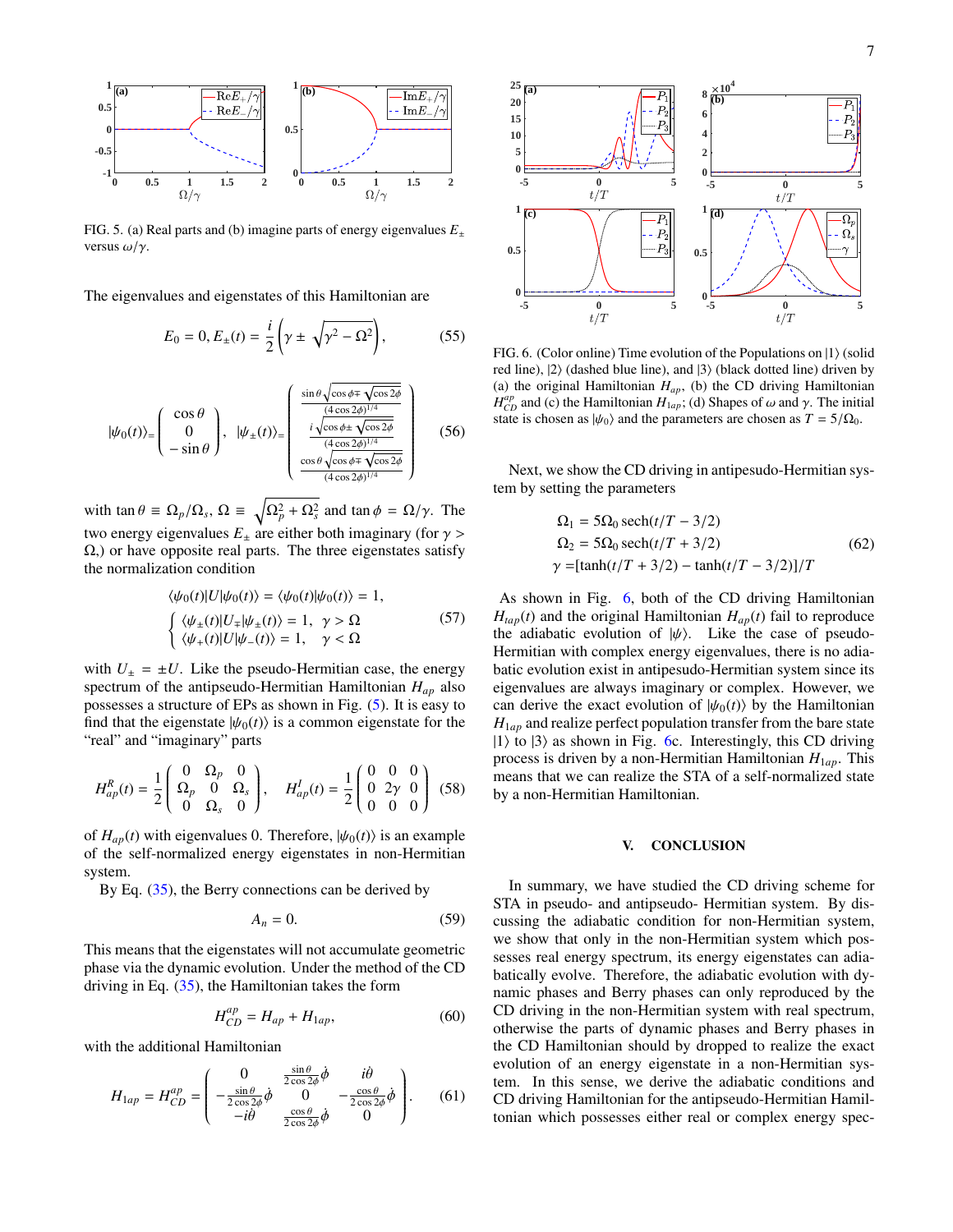FIG. 5. (a) Real parts and (b) imagine parts of energy eigenvalues $E_\pm$ versus $\omega/\gamma$.

The eigenvalues and eigenstates of this Hamiltonian are

$$E_0 = 0, E_\pm(t) = \frac{i}{2}\left(\gamma \pm \sqrt{\gamma^2 - \Omega^2}\right), \tag{55}$$

$$|\psi_0(t)\rangle = \begin{pmatrix} \cos\theta \\ 0 \\ -\sin\theta \end{pmatrix}, \quad |\psi_\pm(t)\rangle = \begin{pmatrix} \frac{\sin\theta\sqrt{\cos\phi \mp \sqrt{\cos 2\phi}}}{(4\cos 2\phi)^{1/4}} \\ \frac{i\sqrt{\cos\phi \pm \sqrt{\cos 2\phi}}}{(4\cos 2\phi)^{1/4}} \\ \frac{\cos\theta\sqrt{\cos\phi \mp \sqrt{\cos 2\phi}}}{(4\cos 2\phi)^{1/4}} \end{pmatrix} \tag{56}$$

with $\tan\theta \equiv \Omega_p/\Omega_s$, $\Omega \equiv \sqrt{\Omega_p^2 + \Omega_s^2}$ and $\tan\phi = \Omega/\gamma$. The two energy eigenvalues $E_\pm$ are either both imaginary (for $\gamma > \Omega$,) or have opposite real parts. The three eigenstates satisfy the normalization condition

$$\begin{aligned} &\langle\psi_0(t)|U|\psi_0(t)\rangle = \langle\psi_0(t)|\psi_0(t)\rangle = 1, \\ &\begin{cases} \langle\psi_\pm(t)|U_\mp|\psi_\pm(t)\rangle = 1, & \gamma > \Omega \\ \langle\psi_+(t)|U|\psi_-(t)\rangle = 1, & \gamma < \Omega \end{cases} \end{aligned} \tag{57}$$

with $U_\pm = \pm U$. Like the pseudo-Hermitian case, the energy spectrum of the antipseudo-Hermitian Hamiltonian $H_{ap}$ also possesses a structure of EPs as shown in Fig. (5). It is easy to find that the eigenstate $|\psi_0(t)\rangle$ is a common eigenstate for the "real" and "imaginary" parts

$$H^R_{ap}(t) = \frac{1}{2}\begin{pmatrix} 0 & \Omega_p & 0 \\ \Omega_p & 0 & \Omega_s \\ 0 & \Omega_s & 0 \end{pmatrix}, \quad H^I_{ap}(t) = \frac{1}{2}\begin{pmatrix} 0 & 0 & 0 \\ 0 & 2\gamma & 0 \\ 0 & 0 & 0 \end{pmatrix} \tag{58}$$

of $H_{ap}(t)$ with eigenvalues 0. Therefore, $|\psi_0(t)\rangle$ is an example of the self-normalized energy eigenstates in non-Hermitian system.

By Eq. (35), the Berry connections can be derived by

$$A_n = 0. \tag{59}$$

This means that the eigenstates will not accumulate geometric phase via the dynamic evolution. Under the method of the CD driving in Eq. (35), the Hamiltonian takes the form

$$H^{ap}_{CD} = H_{ap} + H_{1ap}, \tag{60}$$

with the additional Hamiltonian

$$H_{1ap} = H^{ap}_{CD} = \begin{pmatrix} 0 & \frac{\sin\theta}{2\cos 2\phi}\dot{\phi} & i\dot{\theta} \\ -\frac{\sin\theta}{2\cos 2\phi}\dot{\phi} & 0 & -\frac{\cos\theta}{2\cos 2\phi}\dot{\phi} \\ -i\dot{\theta} & \frac{\cos\theta}{2\cos 2\phi}\dot{\phi} & 0 \end{pmatrix}. \tag{61}$$

FIG. 6. (Color online) Time evolution of the Populations on $|1\rangle$ (solid red line), $|2\rangle$ (dashed blue line), and $|3\rangle$ (black dotted line) driven by (a) the original Hamiltonian $H_{ap}$, (b) the CD driving Hamiltonian $H^{ap}_{CD}$ and (c) the Hamiltonian $H_{1ap}$; (d) Shapes of $\omega$ and $\gamma$. The initial state is chosen as $|\psi_0\rangle$ and the parameters are chosen as $T = 5/\Omega_0$.

Next, we show the CD driving in antipesudo-Hermitian system by setting the parameters

$$\begin{aligned} \Omega_1 &= 5\Omega_0 \,\mathrm{sech}(t/T - 3/2) \\ \Omega_2 &= 5\Omega_0 \,\mathrm{sech}(t/T + 3/2) \\ \gamma &= [\tanh(t/T + 3/2) - \tanh(t/T - 3/2)]/T \end{aligned} \tag{62}$$

As shown in Fig. 6, both of the CD driving Hamiltonian $H_{tap}(t)$ and the original Hamiltonian $H_{ap}(t)$ fail to reproduce the adiabatic evolution of $|\psi\rangle$. Like the case of pseudo-Hermitian with complex energy eigenvalues, there is no adiabatic evolution exist in antipesudo-Hermitian system since its eigenvalues are always imaginary or complex. However, we can derive the exact evolution of $|\psi_0(t)\rangle$ by the Hamiltonian $H_{1ap}$ and realize perfect population transfer from the bare state $|1\rangle$ to $|3\rangle$ as shown in Fig. 6c. Interestingly, this CD driving process is driven by a non-Hermitian Hamiltonian $H_{1ap}$. This means that we can realize the STA of a self-normalized state by a non-Hermitian Hamiltonian.

## V. CONCLUSION

In summary, we have studied the CD driving scheme for STA in pseudo- and antipseudo- Hermitian system. By discussing the adiabatic condition for non-Hermitian system, we show that only in the non-Hermitian system which possesses real energy spectrum, its energy eigenstates can adiabatically evolve. Therefore, the adiabatic evolution with dynamic phases and Berry phases can only reproduced by the CD driving in the non-Hermitian system with real spectrum, otherwise the parts of dynamic phases and Berry phases in the CD Hamiltonian should by dropped to realize the exact evolution of an energy eigenstate in a non-Hermitian system. In this sense, we derive the adiabatic conditions and CD driving Hamiltonian for the antipseudo-Hermitian Hamiltonian which possesses either real or complex energy spec-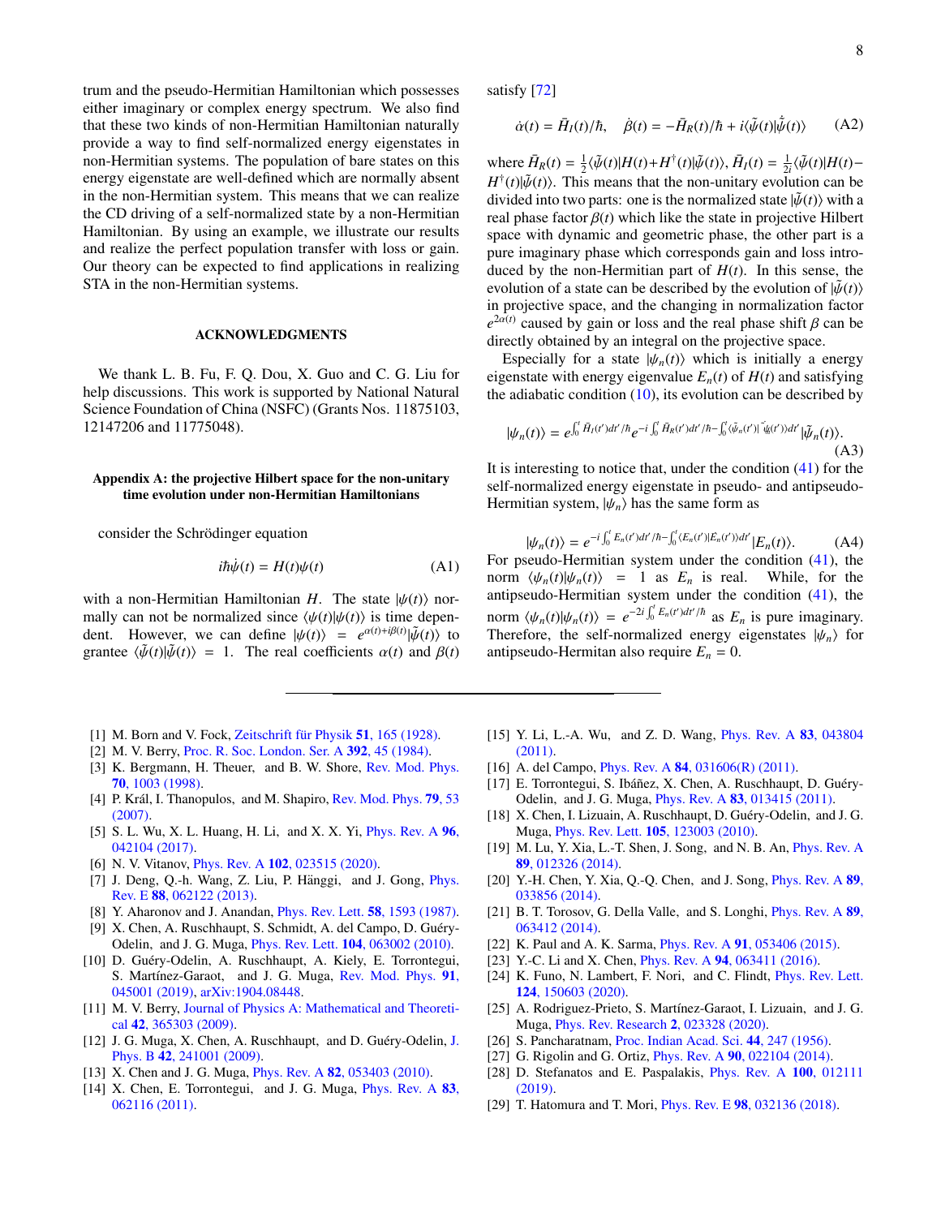trum and the pseudo-Hermitian Hamiltonian which possesses either imaginary or complex energy spectrum. We also find that these two kinds of non-Hermitian Hamiltonian naturally provide a way to find self-normalized energy eigenstates in non-Hermitian systems. The population of bare states on this energy eigenstate are well-defined which are normally absent in the non-Hermitian system. This means that we can realize the CD driving of a self-normalized state by a non-Hermitian Hamiltonian. By using an example, we illustrate our results and realize the perfect population transfer with loss or gain. Our theory can be expected to find applications in realizing STA in the non-Hermitian systems.

## ACKNOWLEDGMENTS

We thank L. B. Fu, F. Q. Dou, X. Guo and C. G. Liu for help discussions. This work is supported by National Natural Science Foundation of China (NSFC) (Grants Nos. 11875103, 12147206 and 11775048).

## Appendix A: the projective Hilbert space for the non-unitary time evolution under non-Hermitian Hamiltonians

consider the Schrödinger equation

$$i\hbar\dot{\psi}(t) = H(t)\psi(t) \tag{A1}$$

with a non-Hermitian Hamiltonian $H$. The state $|\psi(t)\rangle$ normally can not be normalized since $\langle\psi(t)|\psi(t)\rangle$ is time dependent. However, we can define $|\psi(t)\rangle = e^{\alpha(t)+i\beta(t)}|\tilde{\psi}(t)\rangle$ to grantee $\langle\tilde{\psi}(t)|\tilde{\psi}(t)\rangle = 1$. The real coefficients $\alpha(t)$ and $\beta(t)$ satisfy [72]

$$\dot{\alpha}(t) = \bar{H}_I(t)/\hbar, \quad \dot{\beta}(t) = -\bar{H}_R(t)/\hbar + i\langle\tilde{\psi}(t)|\dot{\tilde{\psi}}(t)\rangle \tag{A2}$$

where $\bar{H}_R(t) = \frac{1}{2}\langle\tilde{\psi}(t)|H(t)+H^{\dagger}(t)|\tilde{\psi}(t)\rangle$, $\bar{H}_I(t) = \frac{1}{2i}\langle\tilde{\psi}(t)|H(t)-H^{\dagger}(t)|\tilde{\psi}(t)\rangle$. This means that the non-unitary evolution can be divided into two parts: one is the normalized state $|\tilde{\psi}(t)\rangle$ with a real phase factor $\beta(t)$ which like the state in projective Hilbert space with dynamic and geometric phase, the other part is a pure imaginary phase which corresponds gain and loss introduced by the non-Hermitian part of $H(t)$. In this sense, the evolution of a state can be described by the evolution of $|\tilde{\psi}(t)\rangle$ in projective space, and the changing in normalization factor $e^{2\alpha(t)}$ caused by gain or loss and the real phase shift $\beta$ can be directly obtained by an integral on the projective space.

Especially for a state $|\psi_n(t)\rangle$ which is initially a energy eigenstate with energy eigenvalue $E_n(t)$ of $H(t)$ and satisfying the adiabatic condition (10), its evolution can be described by

$$|\psi_n(t)\rangle = e^{\int_0^t \bar{H}_I(t')dt'/\hbar}e^{-i\int_0^t \bar{H}_R(t')dt'/\hbar-\int_0^t\langle\tilde{\psi}_n(t')|\dot{\tilde{\psi}}_n(t')\rangle dt'}|\tilde{\psi}_n(t)\rangle. \tag{A3}$$

It is interesting to notice that, under the condition (41) for the self-normalized energy eigenstate in pseudo- and antipseudo-Hermitian system, $|\psi_n\rangle$ has the same form as

$$|\psi_n(t)\rangle = e^{-i\int_0^t E_n(t')dt'/\hbar-\int_0^t\langle E_n(t')|\dot{E}_n(t')\rangle dt'}|E_n(t)\rangle. \tag{A4}$$

For pseudo-Hermitian system under the condition (41), the norm $\langle\psi_n(t)|\psi_n(t)\rangle = 1$ as $E_n$ is real. While, for the antipseudo-Hermitian system under the condition (41), the norm $\langle\psi_n(t)|\psi_n(t)\rangle = e^{-2i\int_0^t E_n(t')dt'/\hbar}$ as $E_n$ is pure imaginary. Therefore, the self-normalized energy eigenstates $|\psi_n\rangle$ for antipseudo-Hermitan also require $E_n = 0$.

---

[1] M. Born and V. Fock, Zeitschrift für Physik **51**, 165 (1928).
[2] M. V. Berry, Proc. R. Soc. London. Ser. A **392**, 45 (1984).
[3] K. Bergmann, H. Theuer, and B. W. Shore, Rev. Mod. Phys. **70**, 1003 (1998).
[4] P. Král, I. Thanopulos, and M. Shapiro, Rev. Mod. Phys. **79**, 53 (2007).
[5] S. L. Wu, X. L. Huang, H. Li, and X. X. Yi, Phys. Rev. A **96**, 042104 (2017).
[6] N. V. Vitanov, Phys. Rev. A **102**, 023515 (2020).
[7] J. Deng, Q.-h. Wang, Z. Liu, P. Hänggi, and J. Gong, Phys. Rev. E **88**, 062122 (2013).
[8] Y. Aharonov and J. Anandan, Phys. Rev. Lett. **58**, 1593 (1987).
[9] X. Chen, A. Ruschhaupt, S. Schmidt, A. del Campo, D. Guéry-Odelin, and J. G. Muga, Phys. Rev. Lett. **104**, 063002 (2010).
[10] D. Guéry-Odelin, A. Ruschhaupt, A. Kiely, E. Torrontegui, S. Martínez-Garaot, and J. G. Muga, Rev. Mod. Phys. **91**, 045001 (2019), arXiv:1904.08448.
[11] M. V. Berry, Journal of Physics A: Mathematical and Theoretical **42**, 365303 (2009).
[12] J. G. Muga, X. Chen, A. Ruschhaupt, and D. Guéry-Odelin, J. Phys. B **42**, 241001 (2009).
[13] X. Chen and J. G. Muga, Phys. Rev. A **82**, 053403 (2010).
[14] X. Chen, E. Torrontegui, and J. G. Muga, Phys. Rev. A **83**, 062116 (2011).
[15] Y. Li, L.-A. Wu, and Z. D. Wang, Phys. Rev. A **83**, 043804 (2011).
[16] A. del Campo, Phys. Rev. A **84**, 031606(R) (2011).
[17] E. Torrontegui, S. Ibáñez, X. Chen, A. Ruschhaupt, D. Guéry-Odelin, and J. G. Muga, Phys. Rev. A **83**, 013415 (2011).
[18] X. Chen, I. Lizuain, A. Ruschhaupt, D. Guéry-Odelin, and J. G. Muga, Phys. Rev. Lett. **105**, 123003 (2010).
[19] M. Lu, Y. Xia, L.-T. Shen, J. Song, and N. B. An, Phys. Rev. A **89**, 012326 (2014).
[20] Y.-H. Chen, Y. Xia, Q.-Q. Chen, and J. Song, Phys. Rev. A **89**, 033856 (2014).
[21] B. T. Torosov, G. Della Valle, and S. Longhi, Phys. Rev. A **89**, 063412 (2014).
[22] K. Paul and A. K. Sarma, Phys. Rev. A **91**, 053406 (2015).
[23] Y.-C. Li and X. Chen, Phys. Rev. A **94**, 063411 (2016).
[24] K. Funo, N. Lambert, F. Nori, and C. Flindt, Phys. Rev. Lett. **124**, 150603 (2020).
[25] A. Rodriguez-Prieto, S. Martínez-Garaot, I. Lizuain, and J. G. Muga, Phys. Rev. Research **2**, 023328 (2020).
[26] S. Pancharatnam, Proc. Indian Acad. Sci. **44**, 247 (1956).
[27] G. Rigolin and G. Ortiz, Phys. Rev. A **90**, 022104 (2014).
[28] D. Stefanatos and E. Paspalakis, Phys. Rev. A **100**, 012111 (2019).
[29] T. Hatomura and T. Mori, Phys. Rev. E **98**, 032136 (2018).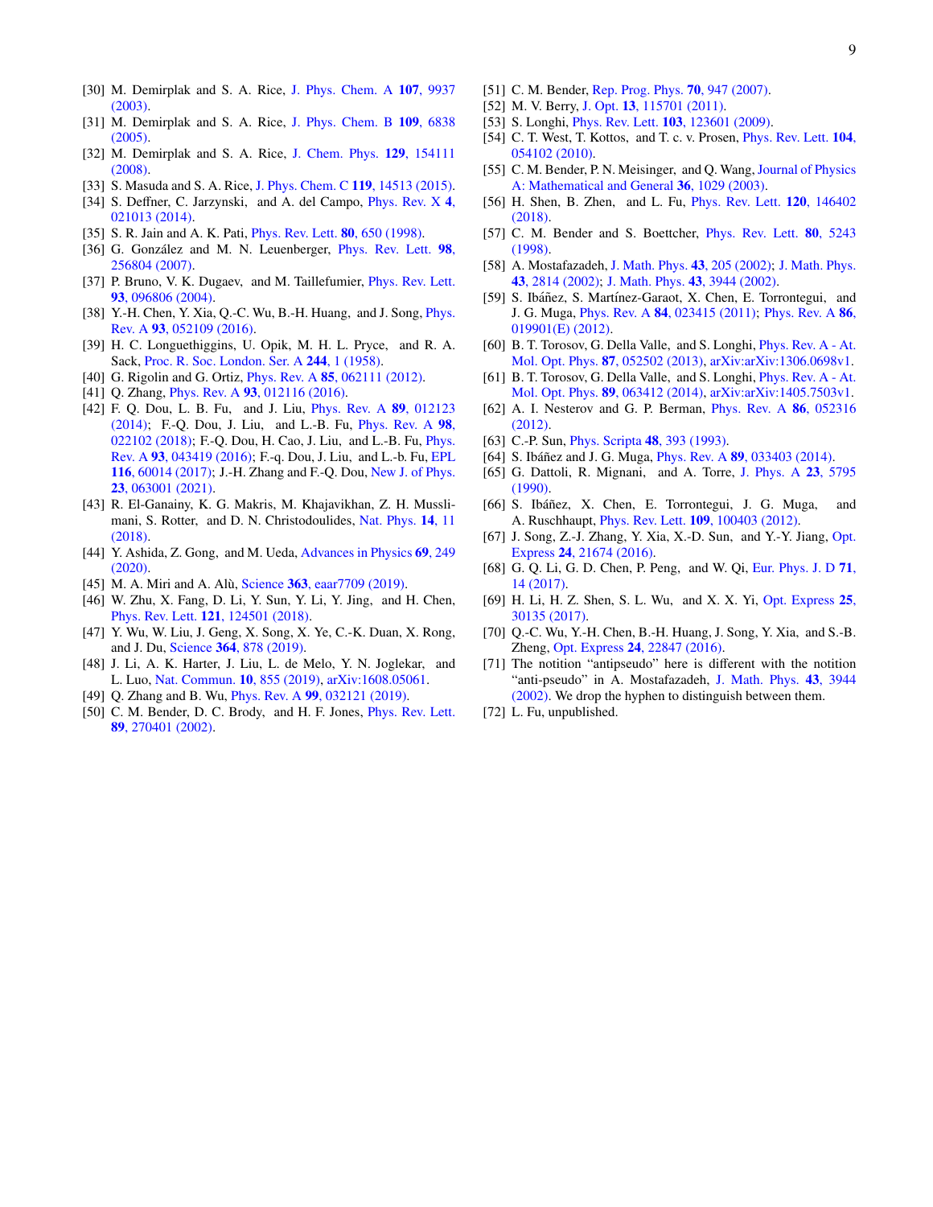[30] M. Demirplak and S. A. Rice, J. Phys. Chem. A **107**, 9937 (2003).

[31] M. Demirplak and S. A. Rice, J. Phys. Chem. B **109**, 6838 (2005).

[32] M. Demirplak and S. A. Rice, J. Chem. Phys. **129**, 154111 (2008).

[33] S. Masuda and S. A. Rice, J. Phys. Chem. C **119**, 14513 (2015).

[34] S. Deffner, C. Jarzynski, and A. del Campo, Phys. Rev. X **4**, 021013 (2014).

[35] S. R. Jain and A. K. Pati, Phys. Rev. Lett. **80**, 650 (1998).

[36] G. González and M. N. Leuenberger, Phys. Rev. Lett. **98**, 256804 (2007).

[37] P. Bruno, V. K. Dugaev, and M. Taillefumier, Phys. Rev. Lett. **93**, 096806 (2004).

[38] Y.-H. Chen, Y. Xia, Q.-C. Wu, B.-H. Huang, and J. Song, Phys. Rev. A **93**, 052109 (2016).

[39] H. C. Longuethiggins, U. Opik, M. H. L. Pryce, and R. A. Sack, Proc. R. Soc. London. Ser. A **244**, 1 (1958).

[40] G. Rigolin and G. Ortiz, Phys. Rev. A **85**, 062111 (2012).

[41] Q. Zhang, Phys. Rev. A **93**, 012116 (2016).

[42] F. Q. Dou, L. B. Fu, and J. Liu, Phys. Rev. A **89**, 012123 (2014); F.-Q. Dou, J. Liu, and L.-B. Fu, Phys. Rev. A **98**, 022102 (2018); F.-Q. Dou, H. Cao, J. Liu, and L.-B. Fu, Phys. Rev. A **93**, 043419 (2016); F.-q. Dou, J. Liu, and L.-b. Fu, EPL **116**, 60014 (2017); J.-H. Zhang and F.-Q. Dou, New J. of Phys. **23**, 063001 (2021).

[43] R. El-Ganainy, K. G. Makris, M. Khajavikhan, Z. H. Musslimani, S. Rotter, and D. N. Christodoulides, Nat. Phys. **14**, 11 (2018).

[44] Y. Ashida, Z. Gong, and M. Ueda, Advances in Physics **69**, 249 (2020).

[45] M. A. Miri and A. Alù, Science **363**, eaar7709 (2019).

[46] W. Zhu, X. Fang, D. Li, Y. Sun, Y. Li, Y. Jing, and H. Chen, Phys. Rev. Lett. **121**, 124501 (2018).

[47] Y. Wu, W. Liu, J. Geng, X. Song, X. Ye, C.-K. Duan, X. Rong, and J. Du, Science **364**, 878 (2019).

[48] J. Li, A. K. Harter, J. Liu, L. de Melo, Y. N. Joglekar, and L. Luo, Nat. Commun. **10**, 855 (2019), arXiv:1608.05061.

[49] Q. Zhang and B. Wu, Phys. Rev. A **99**, 032121 (2019).

[50] C. M. Bender, D. C. Brody, and H. F. Jones, Phys. Rev. Lett. **89**, 270401 (2002).

[51] C. M. Bender, Rep. Prog. Phys. **70**, 947 (2007).

[52] M. V. Berry, J. Opt. **13**, 115701 (2011).

[53] S. Longhi, Phys. Rev. Lett. **103**, 123601 (2009).

[54] C. T. West, T. Kottos, and T. c. v. Prosen, Phys. Rev. Lett. **104**, 054102 (2010).

[55] C. M. Bender, P. N. Meisinger, and Q. Wang, Journal of Physics A: Mathematical and General **36**, 1029 (2003).

[56] H. Shen, B. Zhen, and L. Fu, Phys. Rev. Lett. **120**, 146402 (2018).

[57] C. M. Bender and S. Boettcher, Phys. Rev. Lett. **80**, 5243 (1998).

[58] A. Mostafazadeh, J. Math. Phys. **43**, 205 (2002); J. Math. Phys. **43**, 2814 (2002); J. Math. Phys. **43**, 3944 (2002).

[59] S. Ibáñez, S. Martínez-Garaot, X. Chen, E. Torrontegui, and J. G. Muga, Phys. Rev. A **84**, 023415 (2011); Phys. Rev. A **86**, 019901(E) (2012).

[60] B. T. Torosov, G. Della Valle, and S. Longhi, Phys. Rev. A - At. Mol. Opt. Phys. **87**, 052502 (2013), arXiv:arXiv:1306.0698v1.

[61] B. T. Torosov, G. Della Valle, and S. Longhi, Phys. Rev. A - At. Mol. Opt. Phys. **89**, 063412 (2014), arXiv:arXiv:1405.7503v1.

[62] A. I. Nesterov and G. P. Berman, Phys. Rev. A **86**, 052316 (2012).

[63] C.-P. Sun, Phys. Scripta **48**, 393 (1993).

[64] S. Ibáñez and J. G. Muga, Phys. Rev. A **89**, 033403 (2014).

[65] G. Dattoli, R. Mignani, and A. Torre, J. Phys. A **23**, 5795 (1990).

[66] S. Ibáñez, X. Chen, E. Torrontegui, J. G. Muga, and A. Ruschhaupt, Phys. Rev. Lett. **109**, 100403 (2012).

[67] J. Song, Z.-J. Zhang, Y. Xia, X.-D. Sun, and Y.-Y. Jiang, Opt. Express **24**, 21674 (2016).

[68] G. Q. Li, G. D. Chen, P. Peng, and W. Qi, Eur. Phys. J. D **71**, 14 (2017).

[69] H. Li, H. Z. Shen, S. L. Wu, and X. X. Yi, Opt. Express **25**, 30135 (2017).

[70] Q.-C. Wu, Y.-H. Chen, B.-H. Huang, J. Song, Y. Xia, and S.-B. Zheng, Opt. Express **24**, 22847 (2016).

[71] The notition "antipseudo" here is different with the notition "anti-pseudo" in A. Mostafazadeh, J. Math. Phys. **43**, 3944 (2002). We drop the hyphen to distinguish between them.

[72] L. Fu, unpublished.